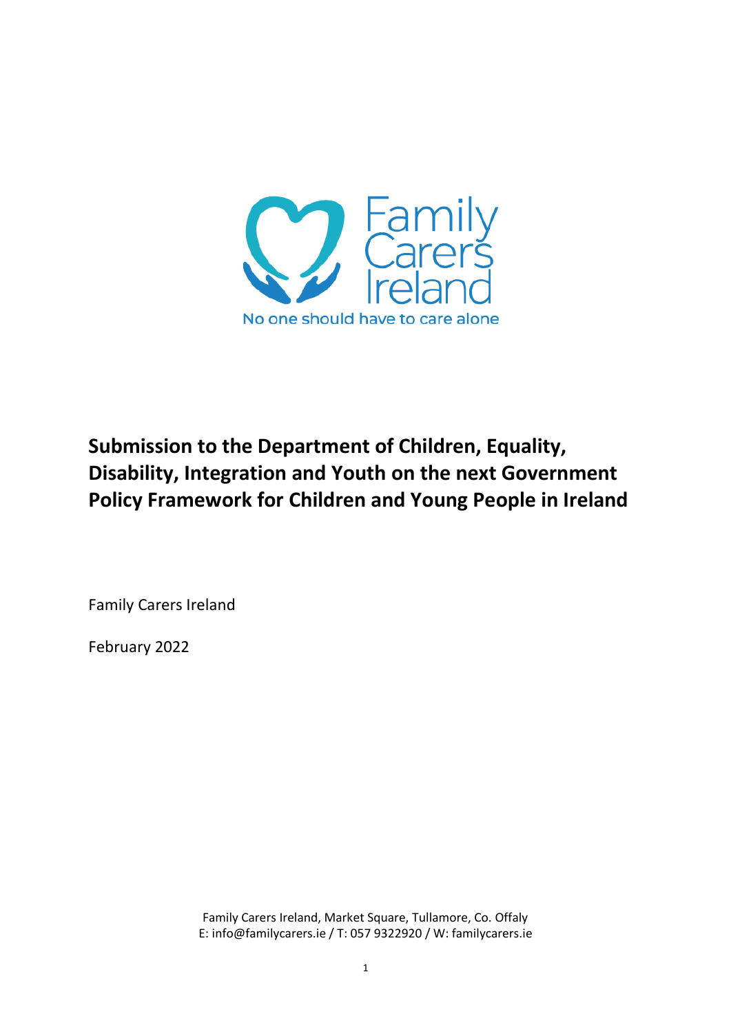Family Carers Ireland

No one should have to care alone

# Submission to the Department of Children, Equality, Disability, Integration and Youth on the next Government Policy Framework for Children and Young People in Ireland

Family Carers Ireland

February 2022

Family Carers Ireland, Market Square, Tullamore, Co. Offaly
E: info@familycarers.ie / T: 057 9322920 / W: familycarers.ie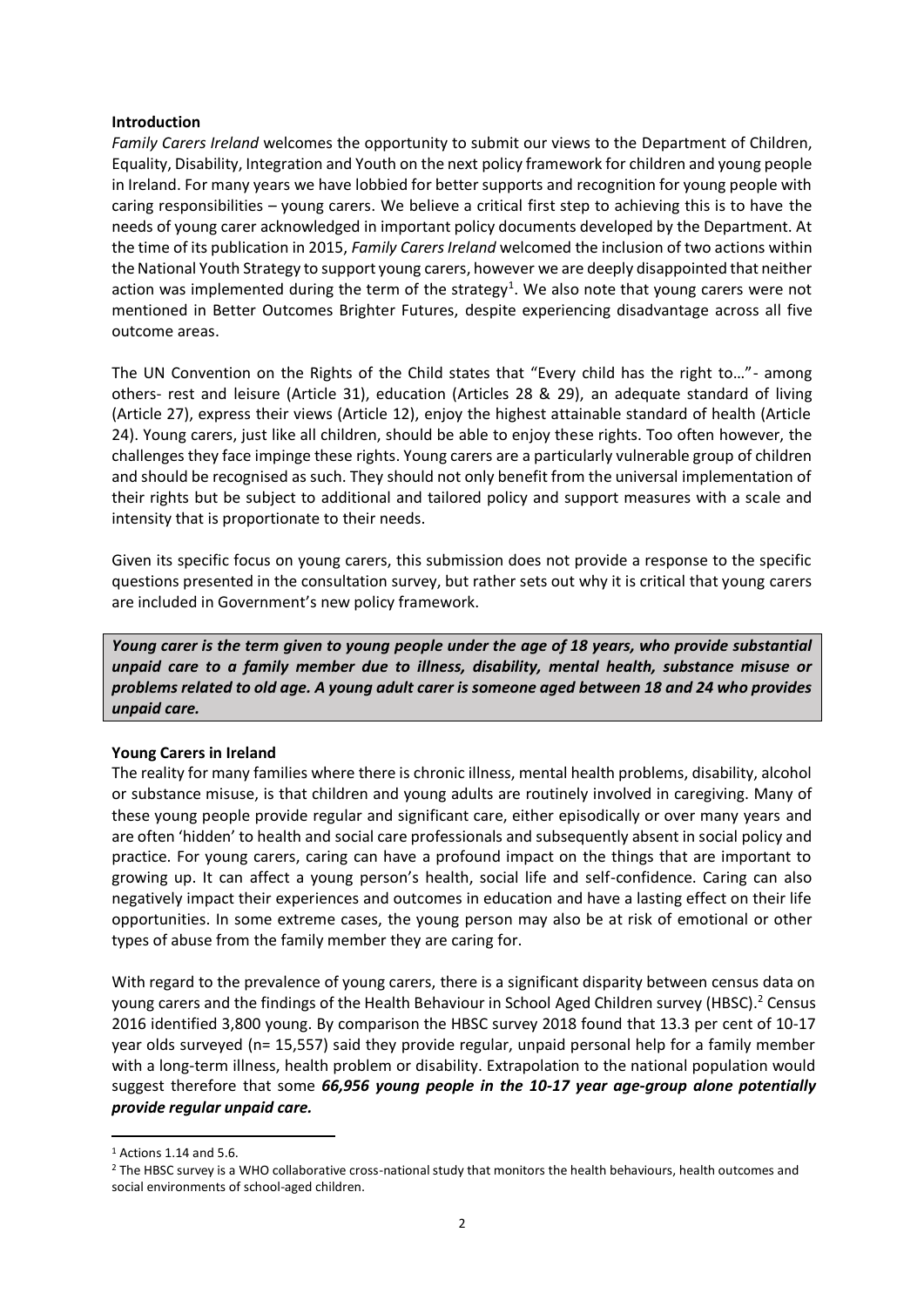**Introduction**

*Family Carers Ireland* welcomes the opportunity to submit our views to the Department of Children, Equality, Disability, Integration and Youth on the next policy framework for children and young people in Ireland. For many years we have lobbied for better supports and recognition for young people with caring responsibilities – young carers. We believe a critical first step to achieving this is to have the needs of young carer acknowledged in important policy documents developed by the Department. At the time of its publication in 2015, *Family Carers Ireland* welcomed the inclusion of two actions within the National Youth Strategy to support young carers, however we are deeply disappointed that neither action was implemented during the term of the strategy[1]. We also note that young carers were not mentioned in Better Outcomes Brighter Futures, despite experiencing disadvantage across all five outcome areas.

The UN Convention on the Rights of the Child states that "Every child has the right to…"- among others- rest and leisure (Article 31), education (Articles 28 & 29), an adequate standard of living (Article 27), express their views (Article 12), enjoy the highest attainable standard of health (Article 24). Young carers, just like all children, should be able to enjoy these rights. Too often however, the challenges they face impinge these rights. Young carers are a particularly vulnerable group of children and should be recognised as such. They should not only benefit from the universal implementation of their rights but be subject to additional and tailored policy and support measures with a scale and intensity that is proportionate to their needs.

Given its specific focus on young carers, this submission does not provide a response to the specific questions presented in the consultation survey, but rather sets out why it is critical that young carers are included in Government's new policy framework.

> ***Young carer is the term given to young people under the age of 18 years, who provide substantial unpaid care to a family member due to illness, disability, mental health, substance misuse or problems related to old age. A young adult carer is someone aged between 18 and 24 who provides unpaid care.***

**Young Carers in Ireland**

The reality for many families where there is chronic illness, mental health problems, disability, alcohol or substance misuse, is that children and young adults are routinely involved in caregiving. Many of these young people provide regular and significant care, either episodically or over many years and are often 'hidden' to health and social care professionals and subsequently absent in social policy and practice. For young carers, caring can have a profound impact on the things that are important to growing up. It can affect a young person's health, social life and self-confidence. Caring can also negatively impact their experiences and outcomes in education and have a lasting effect on their life opportunities. In some extreme cases, the young person may also be at risk of emotional or other types of abuse from the family member they are caring for.

With regard to the prevalence of young carers, there is a significant disparity between census data on young carers and the findings of the Health Behaviour in School Aged Children survey (HBSC).[2] Census 2016 identified 3,800 young. By comparison the HBSC survey 2018 found that 13.3 per cent of 10-17 year olds surveyed (n= 15,557) said they provide regular, unpaid personal help for a family member with a long-term illness, health problem or disability. Extrapolation to the national population would suggest therefore that some ***66,956 young people in the 10-17 year age-group alone potentially provide regular unpaid care.***

---

[1] Actions 1.14 and 5.6.

[2] The HBSC survey is a WHO collaborative cross-national study that monitors the health behaviours, health outcomes and social environments of school-aged children.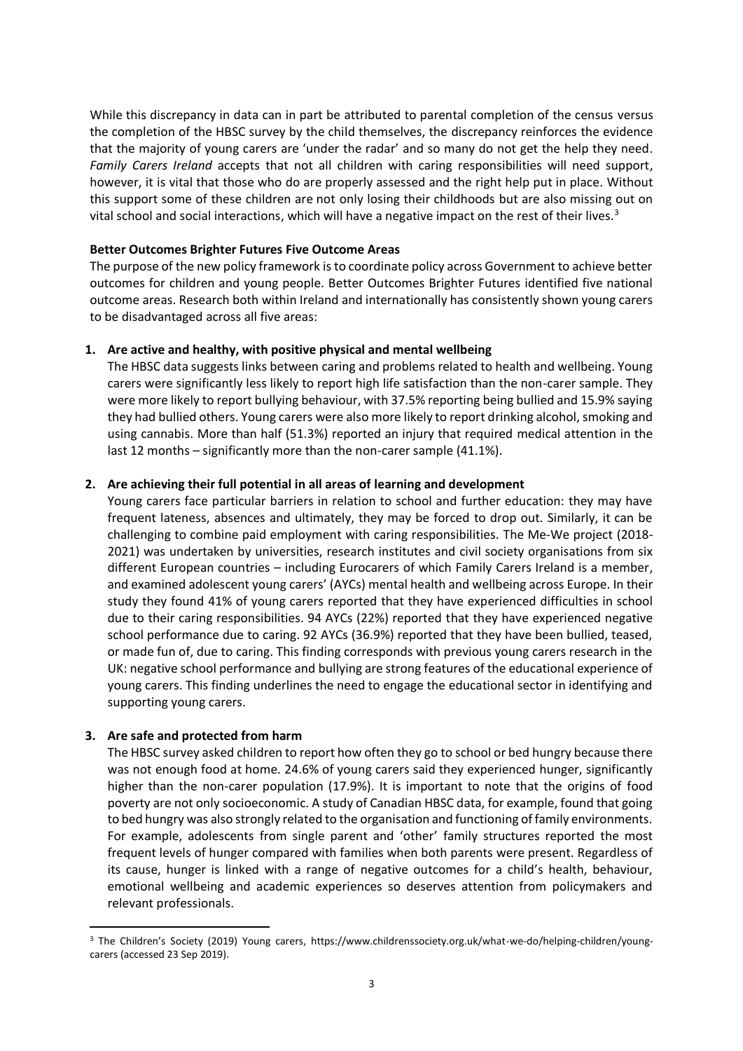While this discrepancy in data can in part be attributed to parental completion of the census versus the completion of the HBSC survey by the child themselves, the discrepancy reinforces the evidence that the majority of young carers are 'under the radar' and so many do not get the help they need. *Family Carers Ireland* accepts that not all children with caring responsibilities will need support, however, it is vital that those who do are properly assessed and the right help put in place. Without this support some of these children are not only losing their childhoods but are also missing out on vital school and social interactions, which will have a negative impact on the rest of their lives.[3]

**Better Outcomes Brighter Futures Five Outcome Areas**

The purpose of the new policy framework is to coordinate policy across Government to achieve better outcomes for children and young people. Better Outcomes Brighter Futures identified five national outcome areas. Research both within Ireland and internationally has consistently shown young carers to be disadvantaged across all five areas:

1. **Are active and healthy, with positive physical and mental wellbeing**

   The HBSC data suggests links between caring and problems related to health and wellbeing. Young carers were significantly less likely to report high life satisfaction than the non-carer sample. They were more likely to report bullying behaviour, with 37.5% reporting being bullied and 15.9% saying they had bullied others. Young carers were also more likely to report drinking alcohol, smoking and using cannabis. More than half (51.3%) reported an injury that required medical attention in the last 12 months – significantly more than the non-carer sample (41.1%).

2. **Are achieving their full potential in all areas of learning and development**

   Young carers face particular barriers in relation to school and further education: they may have frequent lateness, absences and ultimately, they may be forced to drop out. Similarly, it can be challenging to combine paid employment with caring responsibilities. The Me-We project (2018-2021) was undertaken by universities, research institutes and civil society organisations from six different European countries – including Eurocarers of which Family Carers Ireland is a member, and examined adolescent young carers' (AYCs) mental health and wellbeing across Europe. In their study they found 41% of young carers reported that they have experienced difficulties in school due to their caring responsibilities. 94 AYCs (22%) reported that they have experienced negative school performance due to caring. 92 AYCs (36.9%) reported that they have been bullied, teased, or made fun of, due to caring. This finding corresponds with previous young carers research in the UK: negative school performance and bullying are strong features of the educational experience of young carers. This finding underlines the need to engage the educational sector in identifying and supporting young carers.

3. **Are safe and protected from harm**

   The HBSC survey asked children to report how often they go to school or bed hungry because there was not enough food at home. 24.6% of young carers said they experienced hunger, significantly higher than the non-carer population (17.9%). It is important to note that the origins of food poverty are not only socioeconomic. A study of Canadian HBSC data, for example, found that going to bed hungry was also strongly related to the organisation and functioning of family environments. For example, adolescents from single parent and 'other' family structures reported the most frequent levels of hunger compared with families when both parents were present. Regardless of its cause, hunger is linked with a range of negative outcomes for a child's health, behaviour, emotional wellbeing and academic experiences so deserves attention from policymakers and relevant professionals.

---

[3] The Children's Society (2019) Young carers, https://www.childrenssociety.org.uk/what-we-do/helping-children/young-carers (accessed 23 Sep 2019).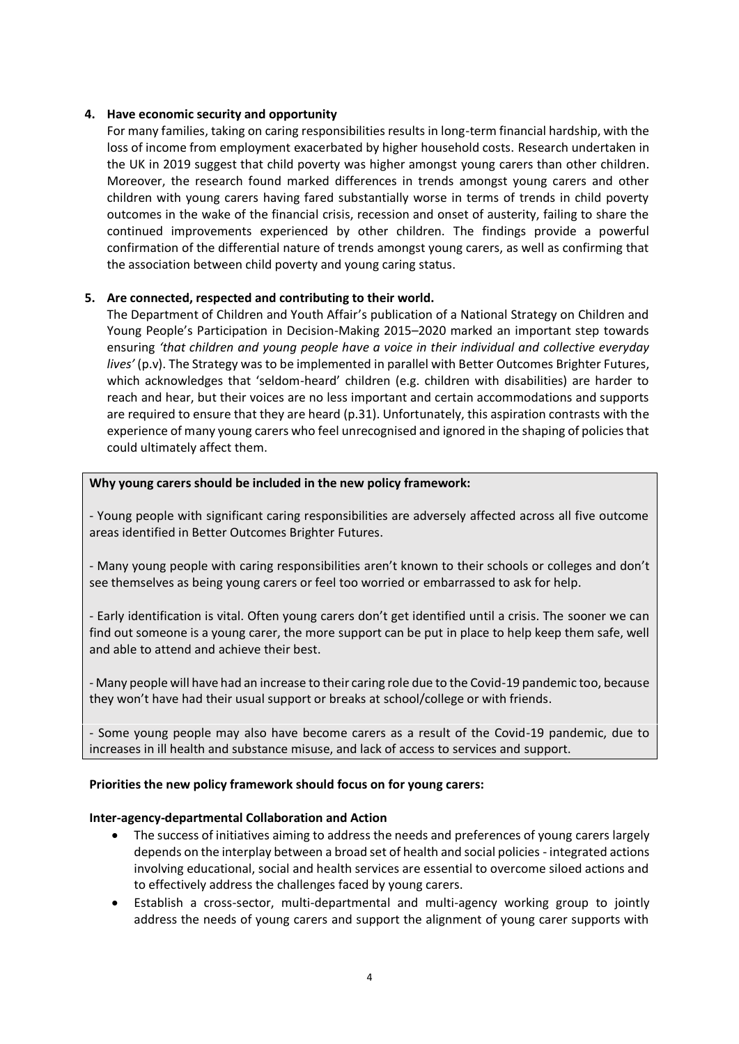**4. Have economic security and opportunity**

For many families, taking on caring responsibilities results in long-term financial hardship, with the loss of income from employment exacerbated by higher household costs. Research undertaken in the UK in 2019 suggest that child poverty was higher amongst young carers than other children. Moreover, the research found marked differences in trends amongst young carers and other children with young carers having fared substantially worse in terms of trends in child poverty outcomes in the wake of the financial crisis, recession and onset of austerity, failing to share the continued improvements experienced by other children. The findings provide a powerful confirmation of the differential nature of trends amongst young carers, as well as confirming that the association between child poverty and young caring status.

**5. Are connected, respected and contributing to their world.**

The Department of Children and Youth Affair's publication of a National Strategy on Children and Young People's Participation in Decision-Making 2015–2020 marked an important step towards ensuring *'that children and young people have a voice in their individual and collective everyday lives'* (p.v). The Strategy was to be implemented in parallel with Better Outcomes Brighter Futures, which acknowledges that 'seldom-heard' children (e.g. children with disabilities) are harder to reach and hear, but their voices are no less important and certain accommodations and supports are required to ensure that they are heard (p.31). Unfortunately, this aspiration contrasts with the experience of many young carers who feel unrecognised and ignored in the shaping of policies that could ultimately affect them.

**Why young carers should be included in the new policy framework:**

- Young people with significant caring responsibilities are adversely affected across all five outcome areas identified in Better Outcomes Brighter Futures.

- Many young people with caring responsibilities aren't known to their schools or colleges and don't see themselves as being young carers or feel too worried or embarrassed to ask for help.

- Early identification is vital. Often young carers don't get identified until a crisis. The sooner we can find out someone is a young carer, the more support can be put in place to help keep them safe, well and able to attend and achieve their best.

- Many people will have had an increase to their caring role due to the Covid-19 pandemic too, because they won't have had their usual support or breaks at school/college or with friends.

- Some young people may also have become carers as a result of the Covid-19 pandemic, due to increases in ill health and substance misuse, and lack of access to services and support.

**Priorities the new policy framework should focus on for young carers:**

**Inter-agency-departmental Collaboration and Action**

- The success of initiatives aiming to address the needs and preferences of young carers largely depends on the interplay between a broad set of health and social policies - integrated actions involving educational, social and health services are essential to overcome siloed actions and to effectively address the challenges faced by young carers.
- Establish a cross-sector, multi-departmental and multi-agency working group to jointly address the needs of young carers and support the alignment of young carer supports with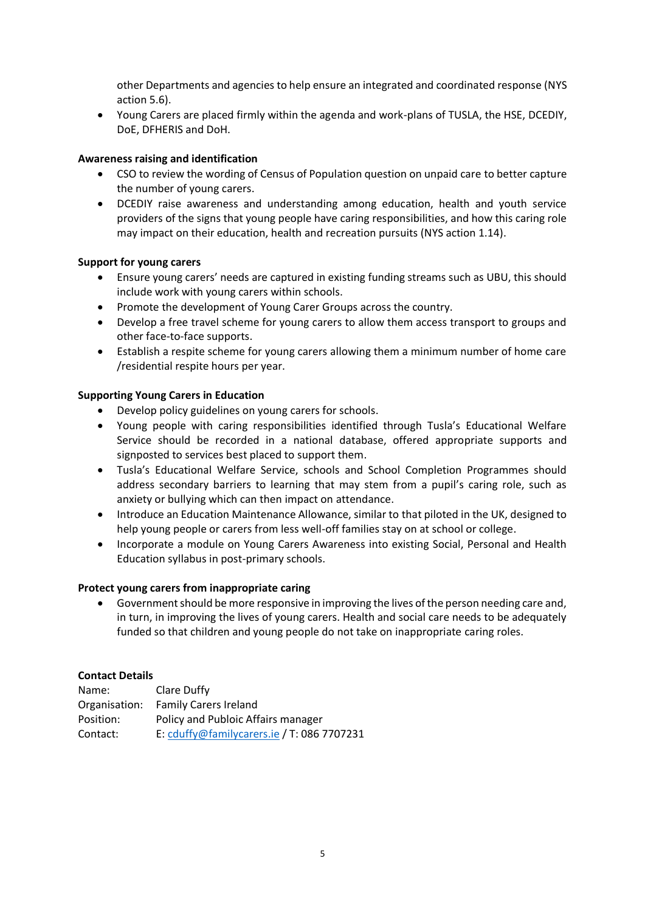other Departments and agencies to help ensure an integrated and coordinated response (NYS action 5.6).

- Young Carers are placed firmly within the agenda and work-plans of TUSLA, the HSE, DCEDIY, DoE, DFHERIS and DoH.

**Awareness raising and identification**

- CSO to review the wording of Census of Population question on unpaid care to better capture the number of young carers.
- DCEDIY raise awareness and understanding among education, health and youth service providers of the signs that young people have caring responsibilities, and how this caring role may impact on their education, health and recreation pursuits (NYS action 1.14).

**Support for young carers**

- Ensure young carers' needs are captured in existing funding streams such as UBU, this should include work with young carers within schools.
- Promote the development of Young Carer Groups across the country.
- Develop a free travel scheme for young carers to allow them access transport to groups and other face-to-face supports.
- Establish a respite scheme for young carers allowing them a minimum number of home care /residential respite hours per year.

**Supporting Young Carers in Education**

- Develop policy guidelines on young carers for schools.
- Young people with caring responsibilities identified through Tusla's Educational Welfare Service should be recorded in a national database, offered appropriate supports and signposted to services best placed to support them.
- Tusla's Educational Welfare Service, schools and School Completion Programmes should address secondary barriers to learning that may stem from a pupil's caring role, such as anxiety or bullying which can then impact on attendance.
- Introduce an Education Maintenance Allowance, similar to that piloted in the UK, designed to help young people or carers from less well-off families stay on at school or college.
- Incorporate a module on Young Carers Awareness into existing Social, Personal and Health Education syllabus in post-primary schools.

**Protect young carers from inappropriate caring**

- Government should be more responsive in improving the lives of the person needing care and, in turn, in improving the lives of young carers. Health and social care needs to be adequately funded so that children and young people do not take on inappropriate caring roles.

**Contact Details**

| | |
|---|---|
| Name: | Clare Duffy |
| Organisation: | Family Carers Ireland |
| Position: | Policy and Publoic Affairs manager |
| Contact: | E: cduffy@familycarers.ie / T: 086 7707231 |